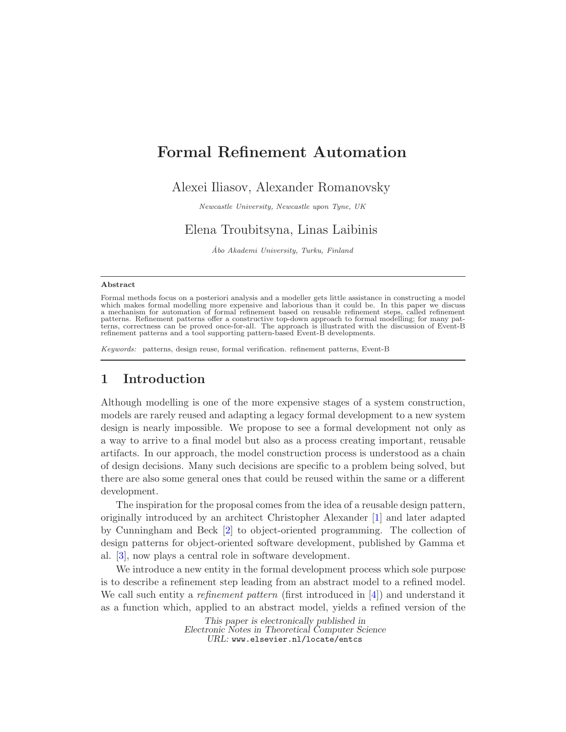# Formal Refinement Automation

Alexei Iliasov, Alexander Romanovsky

*Newcastle University, Newcastle upon Tyne, UK*

Elena Troubitsyna, Linas Laibinis

*Åbo Akademi University, Turku, Finland*

---

**Abstract**

Formal methods focus on a posteriori analysis and a modeller gets little assistance in constructing a model which makes formal modelling more expensive and laborious than it could be. In this paper we discuss a mechanism for automation of formal refinement based on reusable refinement steps, called refinement patterns. Refinement patterns offer a constructive top-down approach to formal modelling; for many patterns, correctness can be proved once-for-all. The approach is illustrated with the discussion of Event-B refinement patterns and a tool supporting pattern-based Event-B developments.

*Keywords:* patterns, design reuse, formal verification. refinement patterns, Event-B

---

## 1 Introduction

Although modelling is one of the more expensive stages of a system construction, models are rarely reused and adapting a legacy formal development to a new system design is nearly impossible. We propose to see a formal development not only as a way to arrive to a final model but also as a process creating important, reusable artifacts. In our approach, the model construction process is understood as a chain of design decisions. Many such decisions are specific to a problem being solved, but there are also some general ones that could be reused within the same or a different development.

The inspiration for the proposal comes from the idea of a reusable design pattern, originally introduced by an architect Christopher Alexander [1] and later adapted by Cunningham and Beck [2] to object-oriented programming. The collection of design patterns for object-oriented software development, published by Gamma et al. [3], now plays a central role in software development.

We introduce a new entity in the formal development process which sole purpose is to describe a refinement step leading from an abstract model to a refined model. We call such entity a *refinement pattern* (first introduced in [4]) and understand it as a function which, applied to an abstract model, yields a refined version of the

This paper is electronically published in
Electronic Notes in Theoretical Computer Science
URL: www.elsevier.nl/locate/entcs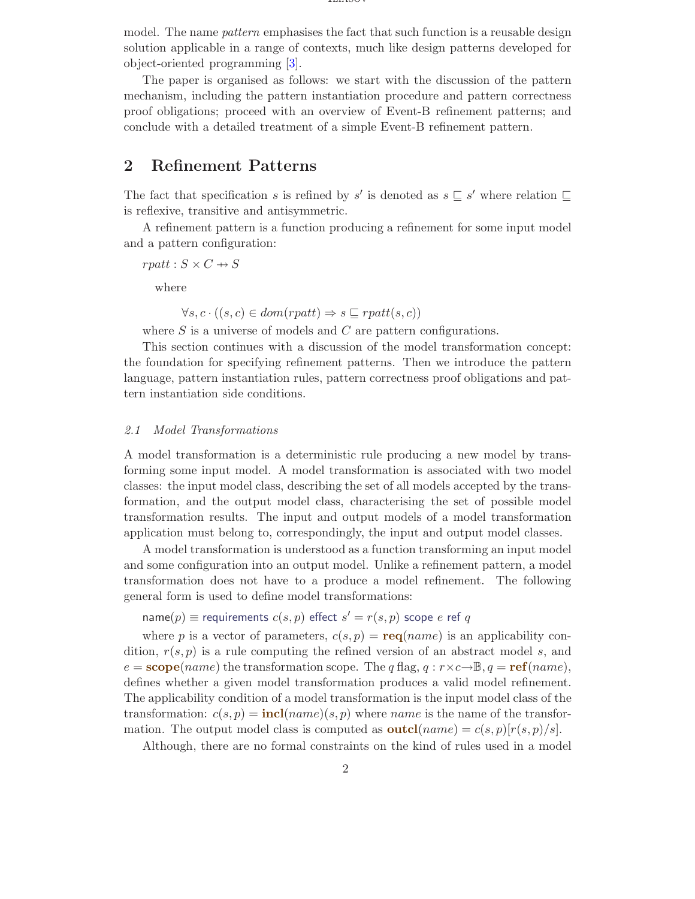model. The name *pattern* emphasises the fact that such function is a reusable design solution applicable in a range of contexts, much like design patterns developed for object-oriented programming [3].

The paper is organised as follows: we start with the discussion of the pattern mechanism, including the pattern instantiation procedure and pattern correctness proof obligations; proceed with an overview of Event-B refinement patterns; and conclude with a detailed treatment of a simple Event-B refinement pattern.

## 2 Refinement Patterns

The fact that specification $s$ is refined by $s'$ is denoted as $s \sqsubseteq s'$ where relation $\sqsubseteq$ is reflexive, transitive and antisymmetric.

A refinement pattern is a function producing a refinement for some input model and a pattern configuration:

$rpatt : S \times C \nrightarrow S$

where

$$\forall s, c \cdot ((s, c) \in dom(rpatt) \Rightarrow s \sqsubseteq rpatt(s, c))$$

where $S$ is a universe of models and $C$ are pattern configurations.

This section continues with a discussion of the model transformation concept: the foundation for specifying refinement patterns. Then we introduce the pattern language, pattern instantiation rules, pattern correctness proof obligations and pattern instantiation side conditions.

### 2.1 Model Transformations

A model transformation is a deterministic rule producing a new model by transforming some input model. A model transformation is associated with two model classes: the input model class, describing the set of all models accepted by the transformation, and the output model class, characterising the set of possible model transformation results. The input and output models of a model transformation application must belong to, correspondingly, the input and output model classes.

A model transformation is understood as a function transforming an input model and some configuration into an output model. Unlike a refinement pattern, a model transformation does not have to a produce a model refinement. The following general form is used to define model transformations:

$\mathsf{name}(p) \equiv$ $\mathsf{requirements}$ $c(s, p)$ $\mathsf{effect}$ $s' = r(s, p)$ $\mathsf{scope}$ $e$ $\mathsf{ref}$ $q$

where $p$ is a vector of parameters, $c(s, p) = \mathbf{req}(name)$ is an applicability condition, $r(s, p)$ is a rule computing the refined version of an abstract model $s$, and $e = \mathbf{scope}(name)$ the transformation scope. The $q$ flag, $q : r \times c \rightarrow \mathbb{B}, q = \mathbf{ref}(name)$, defines whether a given model transformation produces a valid model refinement. The applicability condition of a model transformation is the input model class of the transformation: $c(s, p) = \mathbf{incl}(name)(s, p)$ where $name$ is the name of the transformation. The output model class is computed as $\mathbf{outcl}(name) = c(s, p)[r(s, p)/s]$.

Although, there are no formal constraints on the kind of rules used in a model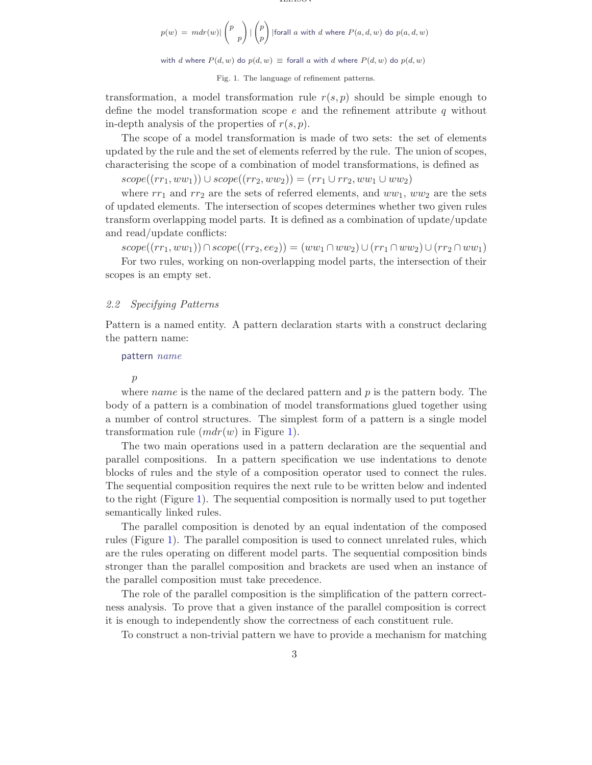$$p(w) = mdr(w) \mid \begin{pmatrix} p & \\ & p \end{pmatrix} \mid \begin{pmatrix} p \\ p \end{pmatrix} \mid \textsf{forall } a \textsf{ with } d \textsf{ where } P(a,d,w) \textsf{ do } p(a,d,w)$$

$$\textsf{with } d \textsf{ where } P(d,w) \textsf{ do } p(d,w) \equiv \textsf{forall } a \textsf{ with } d \textsf{ where } P(d,w) \textsf{ do } p(d,w)$$

Fig. 1. The language of refinement patterns.

transformation, a model transformation rule $r(s,p)$ should be simple enough to define the model transformation scope $e$ and the refinement attribute $q$ without in-depth analysis of the properties of $r(s,p)$.

The scope of a model transformation is made of two sets: the set of elements updated by the rule and the set of elements referred by the rule. The union of scopes, characterising the scope of a combination of model transformations, is defined as

$scope((rr_1, ww_1)) \cup scope((rr_2, ww_2)) = (rr_1 \cup rr_2, ww_1 \cup ww_2)$

where $rr_1$ and $rr_2$ are the sets of referred elements, and $ww_1$, $ww_2$ are the sets of updated elements. The intersection of scopes determines whether two given rules transform overlapping model parts. It is defined as a combination of update/update and read/update conflicts:

$scope((rr_1, ww_1)) \cap scope((rr_2, ee_2)) = (ww_1 \cap ww_2) \cup (rr_1 \cap ww_2) \cup (rr_2 \cap ww_1)$

For two rules, working on non-overlapping model parts, the intersection of their scopes is an empty set.

### 2.2 Specifying Patterns

Pattern is a named entity. A pattern declaration starts with a construct declaring the pattern name:

```
pattern name

    p
```

where *name* is the name of the declared pattern and $p$ is the pattern body. The body of a pattern is a combination of model transformations glued together using a number of control structures. The simplest form of a pattern is a single model transformation rule ($mdr(w)$ in Figure 1).

The two main operations used in a pattern declaration are the sequential and parallel compositions. In a pattern specification we use indentations to denote blocks of rules and the style of a composition operator used to connect the rules. The sequential composition requires the next rule to be written below and indented to the right (Figure 1). The sequential composition is normally used to put together semantically linked rules.

The parallel composition is denoted by an equal indentation of the composed rules (Figure 1). The parallel composition is used to connect unrelated rules, which are the rules operating on different model parts. The sequential composition binds stronger than the parallel composition and brackets are used when an instance of the parallel composition must take precedence.

The role of the parallel composition is the simplification of the pattern correctness analysis. To prove that a given instance of the parallel composition is correct it is enough to independently show the correctness of each constituent rule.

To construct a non-trivial pattern we have to provide a mechanism for matching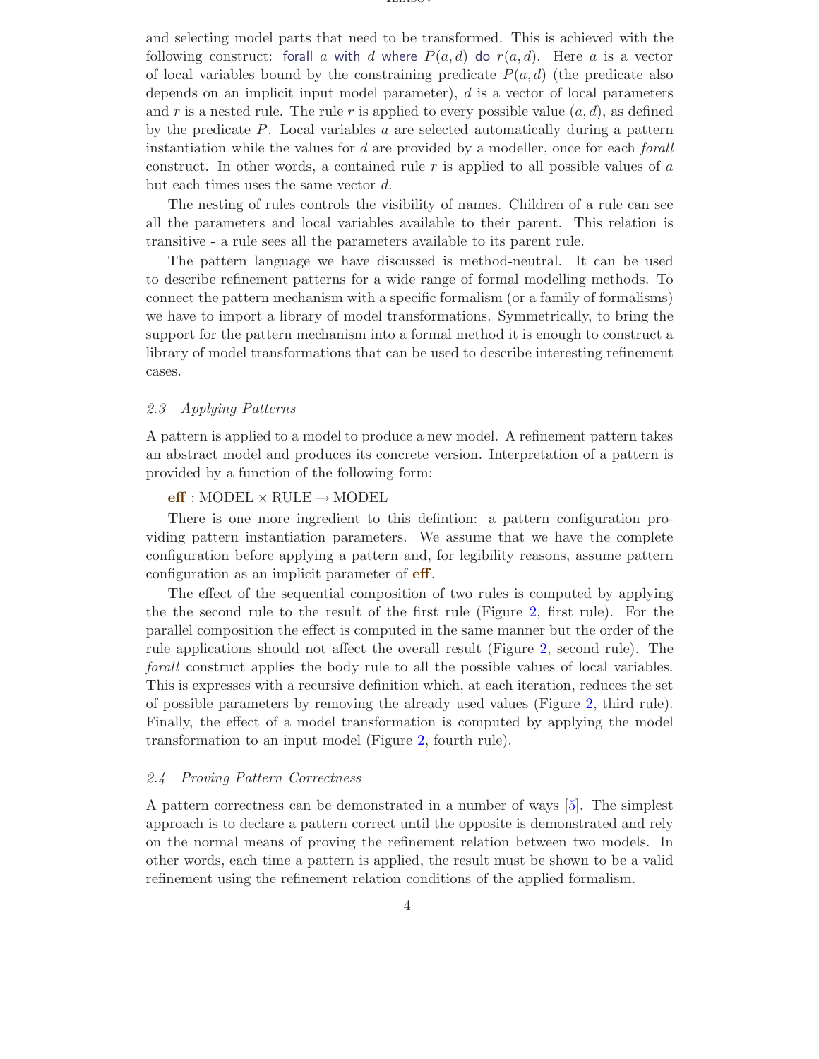and selecting model parts that need to be transformed. This is achieved with the following construct: forall $a$ with $d$ where $P(a, d)$ do $r(a, d)$. Here $a$ is a vector of local variables bound by the constraining predicate $P(a, d)$ (the predicate also depends on an implicit input model parameter), $d$ is a vector of local parameters and $r$ is a nested rule. The rule $r$ is applied to every possible value $(a, d)$, as defined by the predicate $P$. Local variables $a$ are selected automatically during a pattern instantiation while the values for $d$ are provided by a modeller, once for each *forall* construct. In other words, a contained rule $r$ is applied to all possible values of $a$ but each times uses the same vector $d$.

The nesting of rules controls the visibility of names. Children of a rule can see all the parameters and local variables available to their parent. This relation is transitive - a rule sees all the parameters available to its parent rule.

The pattern language we have discussed is method-neutral. It can be used to describe refinement patterns for a wide range of formal modelling methods. To connect the pattern mechanism with a specific formalism (or a family of formalisms) we have to import a library of model transformations. Symmetrically, to bring the support for the pattern mechanism into a formal method it is enough to construct a library of model transformations that can be used to describe interesting refinement cases.

### *2.3 Applying Patterns*

A pattern is applied to a model to produce a new model. A refinement pattern takes an abstract model and produces its concrete version. Interpretation of a pattern is provided by a function of the following form:

**eff** : MODEL × RULE → MODEL

There is one more ingredient to this defintion: a pattern configuration providing pattern instantiation parameters. We assume that we have the complete configuration before applying a pattern and, for legibility reasons, assume pattern configuration as an implicit parameter of **eff**.

The effect of the sequential composition of two rules is computed by applying the the second rule to the result of the first rule (Figure 2, first rule). For the parallel composition the effect is computed in the same manner but the order of the rule applications should not affect the overall result (Figure 2, second rule). The *forall* construct applies the body rule to all the possible values of local variables. This is expresses with a recursive definition which, at each iteration, reduces the set of possible parameters by removing the already used values (Figure 2, third rule). Finally, the effect of a model transformation is computed by applying the model transformation to an input model (Figure 2, fourth rule).

### *2.4 Proving Pattern Correctness*

A pattern correctness can be demonstrated in a number of ways [5]. The simplest approach is to declare a pattern correct until the opposite is demonstrated and rely on the normal means of proving the refinement relation between two models. In other words, each time a pattern is applied, the result must be shown to be a valid refinement using the refinement relation conditions of the applied formalism.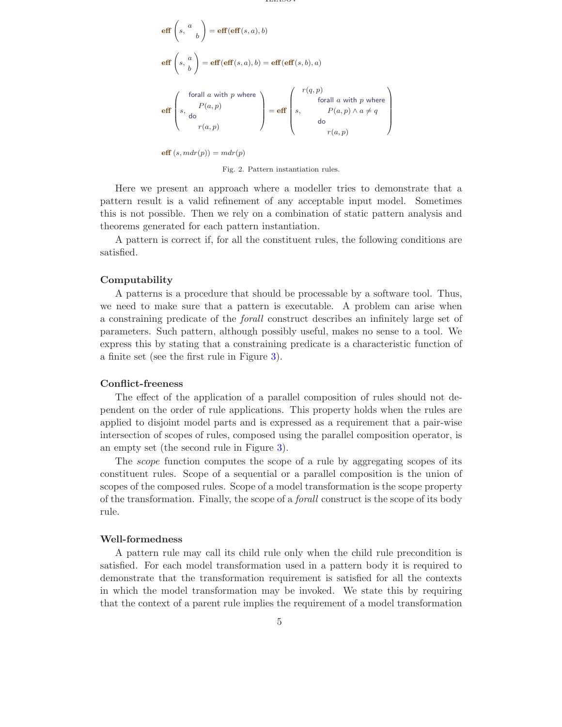$$\mathbf{eff}\left(s, \begin{matrix} a \\ \quad b \end{matrix}\right) = \mathbf{eff}(\mathbf{eff}(s,a), b)$$

$$\mathbf{eff}\left(s, \begin{matrix} a \\ b \end{matrix}\right) = \mathbf{eff}(\mathbf{eff}(s,a), b) = \mathbf{eff}(\mathbf{eff}(s,b), a)$$

$$\mathbf{eff}\left(s, \begin{matrix} \textsf{forall } a \textsf{ with } p \textsf{ where} \\ P(a,p) \\ \textsf{do} \\ r(a,p) \end{matrix}\right) = \mathbf{eff}\left(s, \begin{matrix} r(q,p) \\ \quad \textsf{forall } a \textsf{ with } p \textsf{ where} \\ \quad P(a,p) \wedge a \neq q \\ \quad \textsf{do} \\ \quad r(a,p) \end{matrix}\right)$$

$$\mathbf{eff}\,(s, mdr(p)) = mdr(p)$$

Fig. 2. Pattern instantiation rules.

Here we present an approach where a modeller tries to demonstrate that a pattern result is a valid refinement of any acceptable input model. Sometimes this is not possible. Then we rely on a combination of static pattern analysis and theorems generated for each pattern instantiation.

A pattern is correct if, for all the constituent rules, the following conditions are satisfied.

### Computability

A patterns is a procedure that should be processable by a software tool. Thus, we need to make sure that a pattern is executable. A problem can arise when a constraining predicate of the *forall* construct describes an infinitely large set of parameters. Such pattern, although possibly useful, makes no sense to a tool. We express this by stating that a constraining predicate is a characteristic function of a finite set (see the first rule in Figure 3).

### Conflict-freeness

The effect of the application of a parallel composition of rules should not dependent on the order of rule applications. This property holds when the rules are applied to disjoint model parts and is expressed as a requirement that a pair-wise intersection of scopes of rules, composed using the parallel composition operator, is an empty set (the second rule in Figure 3).

The *scope* function computes the scope of a rule by aggregating scopes of its constituent rules. Scope of a sequential or a parallel composition is the union of scopes of the composed rules. Scope of a model transformation is the scope property of the transformation. Finally, the scope of a *forall* construct is the scope of its body rule.

### Well-formedness

A pattern rule may call its child rule only when the child rule precondition is satisfied. For each model transformation used in a pattern body it is required to demonstrate that the transformation requirement is satisfied for all the contexts in which the model transformation may be invoked. We state this by requiring that the context of a parent rule implies the requirement of a model transformation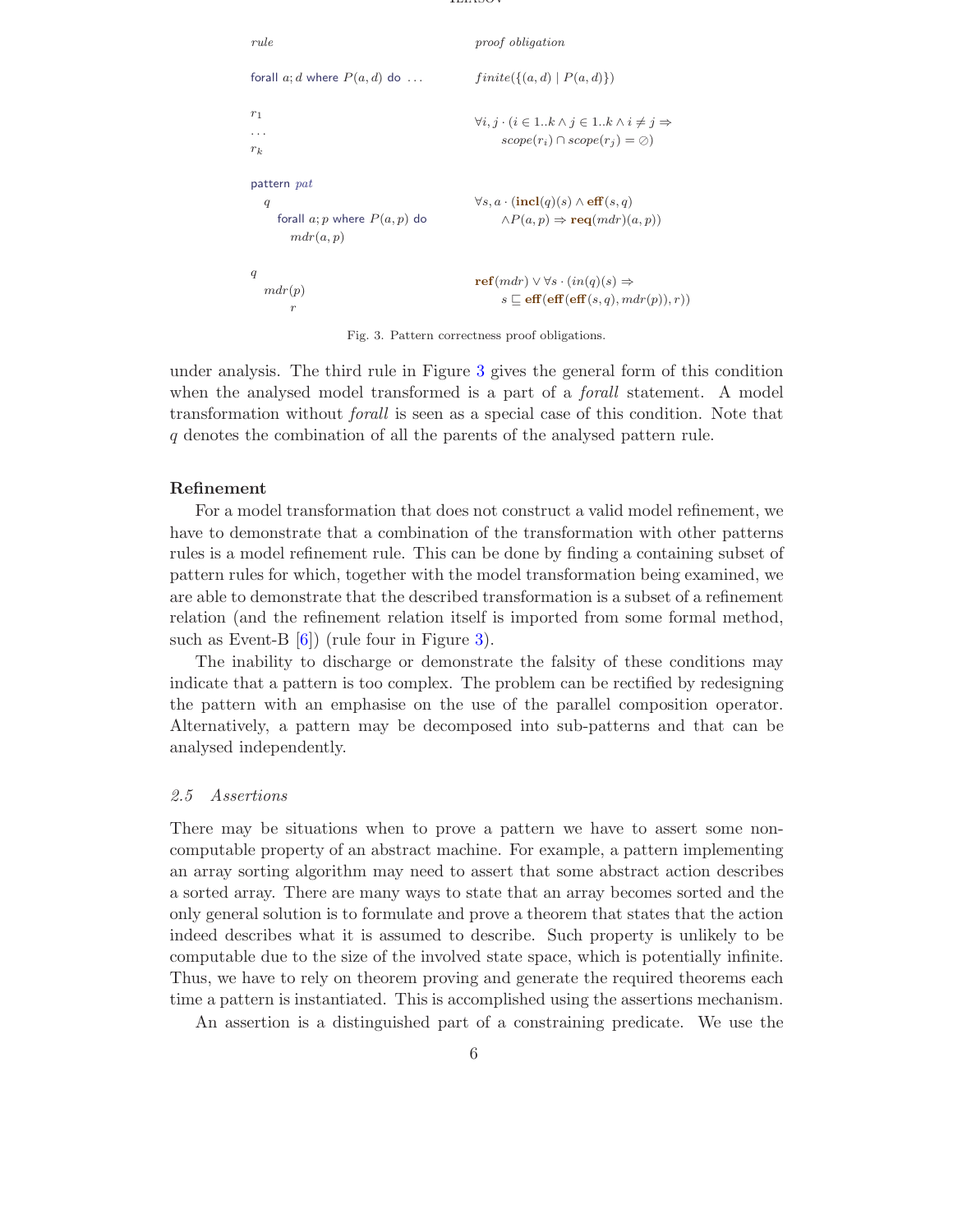| *rule* | *proof obligation* |
|---|---|
| forall $a; d$ where $P(a, d)$ do ... | $finite(\{(a, d) \mid P(a, d)\})$ |
| $r_1$ ... $r_k$ | $\forall i, j \cdot (i \in 1..k \wedge j \in 1..k \wedge i \neq j \Rightarrow$ $scope(r_i) \cap scope(r_j) = \varnothing)$ |
| pattern *pat* $q$ forall $a; p$ where $P(a, p)$ do $mdr(a, p)$ | $\forall s, a \cdot (\mathbf{incl}(q)(s) \wedge \mathbf{eff}(s, q)$ $\wedge P(a, p) \Rightarrow \mathbf{req}(mdr)(a, p))$ |
| $q$ $mdr(p)$ $r$ | $\mathbf{ref}(mdr) \vee \forall s \cdot (in(q)(s) \Rightarrow$ $s \sqsubseteq \mathbf{eff}(\mathbf{eff}(\mathbf{eff}(s, q), mdr(p)), r))$ |

Fig. 3. Pattern correctness proof obligations.

under analysis. The third rule in Figure 3 gives the general form of this condition when the analysed model transformed is a part of a *forall* statement. A model transformation without *forall* is seen as a special case of this condition. Note that $q$ denotes the combination of all the parents of the analysed pattern rule.

**Refinement**

For a model transformation that does not construct a valid model refinement, we have to demonstrate that a combination of the transformation with other patterns rules is a model refinement rule. This can be done by finding a containing subset of pattern rules for which, together with the model transformation being examined, we are able to demonstrate that the described transformation is a subset of a refinement relation (and the refinement relation itself is imported from some formal method, such as Event-B [6]) (rule four in Figure 3).

The inability to discharge or demonstrate the falsity of these conditions may indicate that a pattern is too complex. The problem can be rectified by redesigning the pattern with an emphasise on the use of the parallel composition operator. Alternatively, a pattern may be decomposed into sub-patterns and that can be analysed independently.

### *2.5 Assertions*

There may be situations when to prove a pattern we have to assert some non-computable property of an abstract machine. For example, a pattern implementing an array sorting algorithm may need to assert that some abstract action describes a sorted array. There are many ways to state that an array becomes sorted and the only general solution is to formulate and prove a theorem that states that the action indeed describes what it is assumed to describe. Such property is unlikely to be computable due to the size of the involved state space, which is potentially infinite. Thus, we have to rely on theorem proving and generate the required theorems each time a pattern is instantiated. This is accomplished using the assertions mechanism.

An assertion is a distinguished part of a constraining predicate. We use the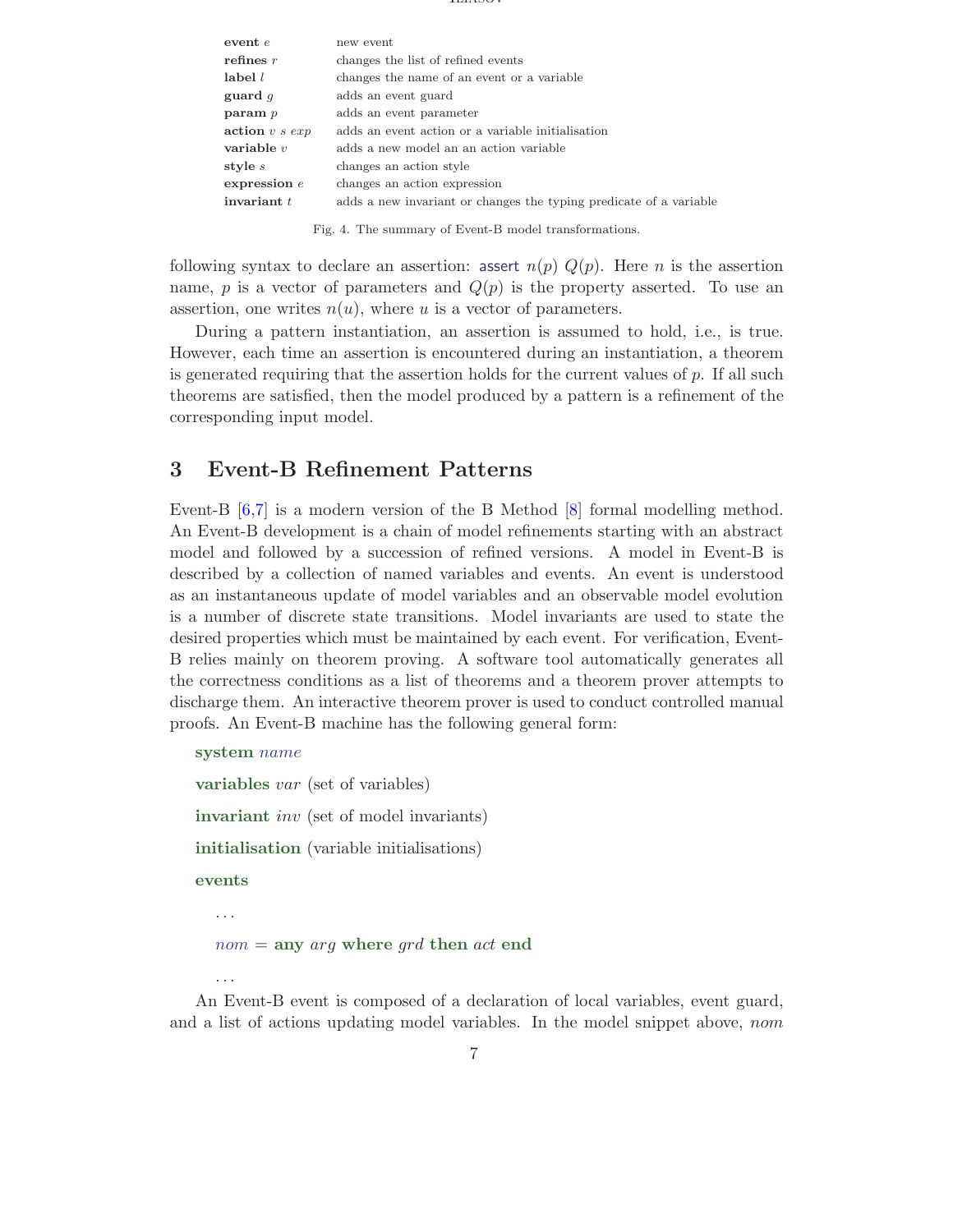| | |
|---|---|
| **event** $e$ | new event |
| **refines** $r$ | changes the list of refined events |
| **label** $l$ | changes the name of an event or a variable |
| **guard** $g$ | adds an event guard |
| **param** $p$ | adds an event parameter |
| **action** $v\ s\ exp$ | adds an event action or a variable initialisation |
| **variable** $v$ | adds a new model an an action variable |
| **style** $s$ | changes an action style |
| **expression** $e$ | changes an action expression |
| **invariant** $t$ | adds a new invariant or changes the typing predicate of a variable |

Fig. 4. The summary of Event-B model transformations.

following syntax to declare an assertion: assert $n(p)$ $Q(p)$. Here $n$ is the assertion name, $p$ is a vector of parameters and $Q(p)$ is the property asserted. To use an assertion, one writes $n(u)$, where $u$ is a vector of parameters.

During a pattern instantiation, an assertion is assumed to hold, i.e., is true. However, each time an assertion is encountered during an instantiation, a theorem is generated requiring that the assertion holds for the current values of $p$. If all such theorems are satisfied, then the model produced by a pattern is a refinement of the corresponding input model.

## 3 Event-B Refinement Patterns

Event-B [6,7] is a modern version of the B Method [8] formal modelling method. An Event-B development is a chain of model refinements starting with an abstract model and followed by a succession of refined versions. A model in Event-B is described by a collection of named variables and events. An event is understood as an instantaneous update of model variables and an observable model evolution is a number of discrete state transitions. Model invariants are used to state the desired properties which must be maintained by each event. For verification, Event-B relies mainly on theorem proving. A software tool automatically generates all the correctness conditions as a list of theorems and a theorem prover attempts to discharge them. An interactive theorem prover is used to conduct controlled manual proofs. An Event-B machine has the following general form:

**system** *name*

**variables** *var* (set of variables)

**invariant** *inv* (set of model invariants)

**initialisation** (variable initialisations)

**events**

...

*nom* = **any** *arg* **where** *grd* **then** *act* **end**

...

An Event-B event is composed of a declaration of local variables, event guard, and a list of actions updating model variables. In the model snippet above, *nom*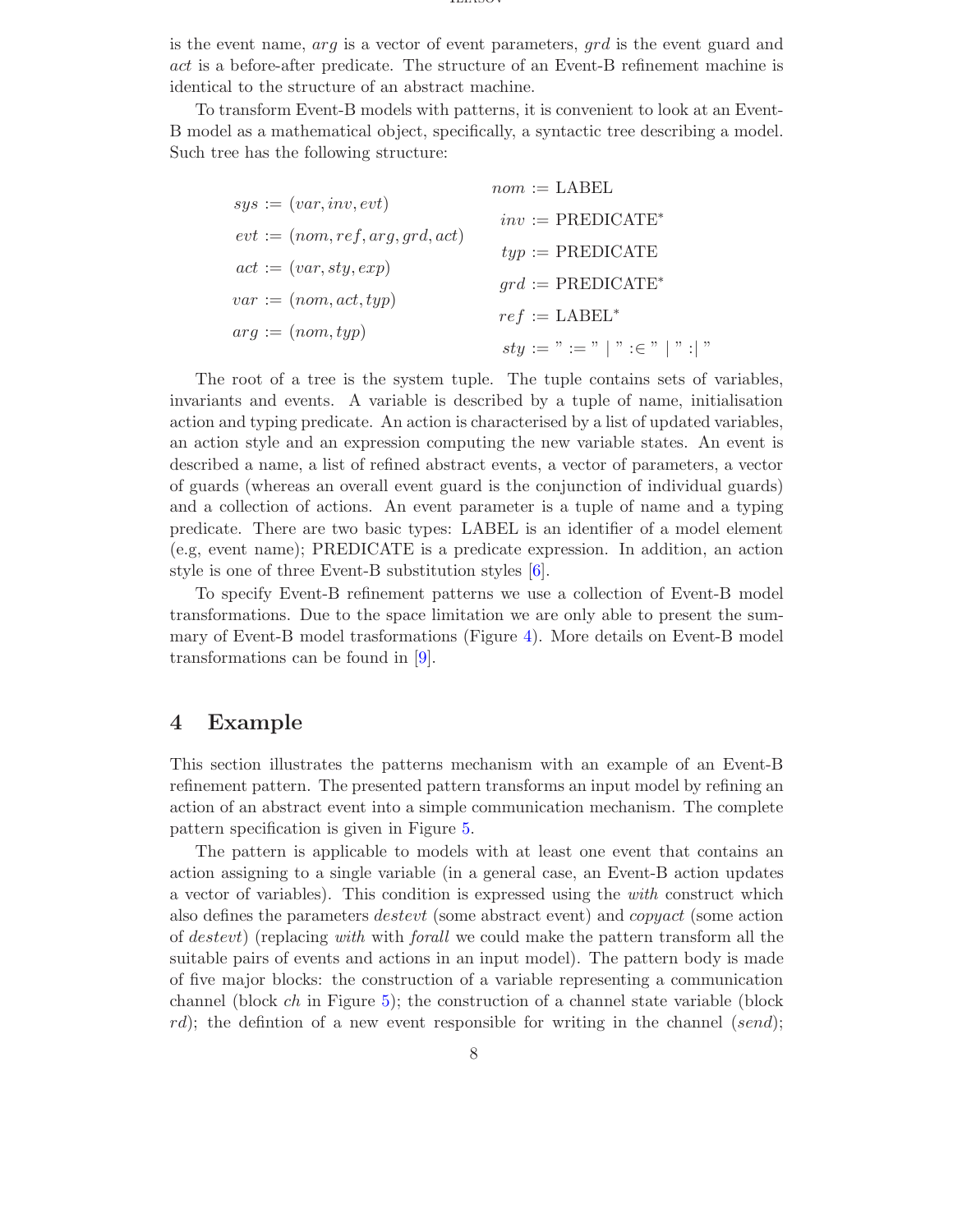is the event name, $arg$ is a vector of event parameters, $grd$ is the event guard and $act$ is a before-after predicate. The structure of an Event-B refinement machine is identical to the structure of an abstract machine.

To transform Event-B models with patterns, it is convenient to look at an Event-B model as a mathematical object, specifically, a syntactic tree describing a model. Such tree has the following structure:

$$
\begin{aligned}
sys &:= (var, inv, evt) \\
evt &:= (nom, ref, arg, grd, act) \\
act &:= (var, sty, exp) \\
var &:= (nom, act, typ) \\
arg &:= (nom, typ)
\end{aligned}
\qquad
\begin{aligned}
nom &:= \text{LABEL} \\
inv &:= \text{PREDICATE}^* \\
typ &:= \text{PREDICATE} \\
grd &:= \text{PREDICATE}^* \\
ref &:= \text{LABEL}^* \\
sty &:= \text{"} := \text{"} \mid \text{"} :\in \text{"} \mid \text{"} :\mid \text{"}
\end{aligned}
$$

The root of a tree is the system tuple. The tuple contains sets of variables, invariants and events. A variable is described by a tuple of name, initialisation action and typing predicate. An action is characterised by a list of updated variables, an action style and an expression computing the new variable states. An event is described a name, a list of refined abstract events, a vector of parameters, a vector of guards (whereas an overall event guard is the conjunction of individual guards) and a collection of actions. An event parameter is a tuple of name and a typing predicate. There are two basic types: LABEL is an identifier of a model element (e.g, event name); PREDICATE is a predicate expression. In addition, an action style is one of three Event-B substitution styles [6].

To specify Event-B refinement patterns we use a collection of Event-B model transformations. Due to the space limitation we are only able to present the summary of Event-B model trasformations (Figure 4). More details on Event-B model transformations can be found in [9].

## 4 Example

This section illustrates the patterns mechanism with an example of an Event-B refinement pattern. The presented pattern transforms an input model by refining an action of an abstract event into a simple communication mechanism. The complete pattern specification is given in Figure 5.

The pattern is applicable to models with at least one event that contains an action assigning to a single variable (in a general case, an Event-B action updates a vector of variables). This condition is expressed using the *with* construct which also defines the parameters *destevt* (some abstract event) and *copyact* (some action of *destevt*) (replacing *with* with *forall* we could make the pattern transform all the suitable pairs of events and actions in an input model). The pattern body is made of five major blocks: the construction of a variable representing a communication channel (block *ch* in Figure 5); the construction of a channel state variable (block *rd*); the defintion of a new event responsible for writing in the channel (*send*);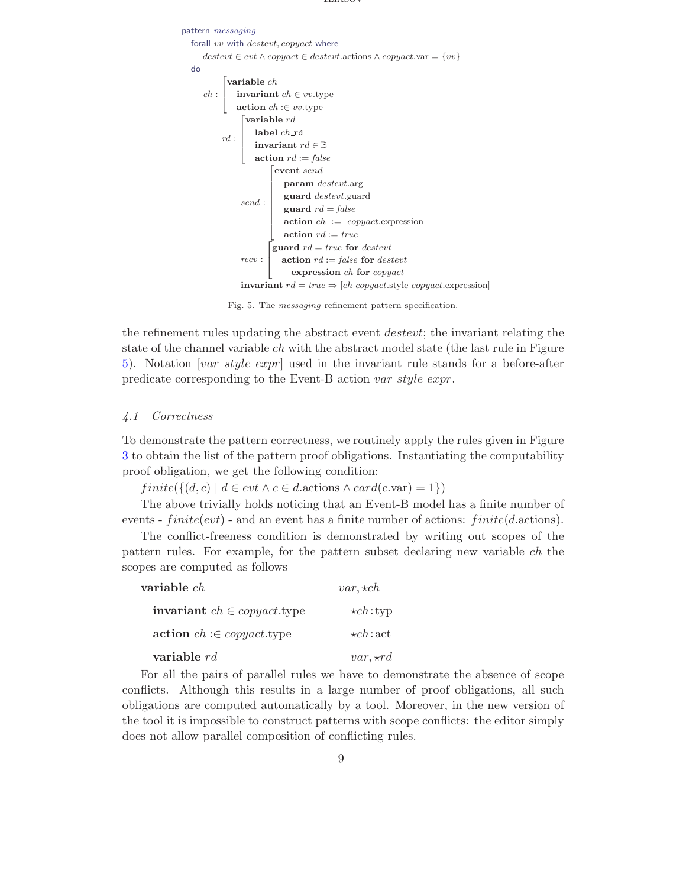```
pattern messaging
  forall vv with destevt, copyact where
    destevt ∈ evt ∧ copyact ∈ destevt.actions ∧ copyact.var = {vv}
  do
    ch : ⎡ variable ch
         ⎢   invariant ch ∈ vv.type
         ⎣   action ch :∈ vv.type
         rd : ⎡ variable rd
              ⎢   label ch_rd
              ⎢   invariant rd ∈ 𝔹
              ⎣   action rd := false
                send : ⎡ event send
                       ⎢   param destevt.arg
                       ⎢   guard destevt.guard
                       ⎢   guard rd = false
                       ⎢   action ch := copyact.expression
                       ⎣   action rd := true
                recv : ⎡ guard rd = true for destevt
                       ⎢   action rd := false for destevt
                       ⎣     expression ch for copyact
              invariant rd = true ⇒ [ch copyact.style copyact.expression]
```

Fig. 5. The *messaging* refinement pattern specification.

the refinement rules updating the abstract event *destevt*; the invariant relating the state of the channel variable *ch* with the abstract model state (the last rule in Figure 5). Notation [*var style expr*] used in the invariant rule stands for a before-after predicate corresponding to the Event-B action *var style expr*.

### 4.1 Correctness

To demonstrate the pattern correctness, we routinely apply the rules given in Figure 3 to obtain the list of the pattern proof obligations. Instantiating the computability proof obligation, we get the following condition:

$finite(\{(d, c) \mid d \in evt \wedge c \in d.\text{actions} \wedge card(c.\text{var}) = 1\})$

The above trivially holds noticing that an Event-B model has a finite number of events - $finite(evt)$ - and an event has a finite number of actions: $finite(d.\text{actions})$.

The conflict-freeness condition is demonstrated by writing out scopes of the pattern rules. For example, for the pattern subset declaring new variable *ch* the scopes are computed as follows

| | |
|---|---|
| **variable** $ch$ | $var, \star ch$ |
| **invariant** $ch \in copyact.\text{type}$ | $\star ch : \text{typ}$ |
| **action** $ch :\in copyact.\text{type}$ | $\star ch : \text{act}$ |
| **variable** $rd$ | $var, \star rd$ |

For all the pairs of parallel rules we have to demonstrate the absence of scope conflicts. Although this results in a large number of proof obligations, all such obligations are computed automatically by a tool. Moreover, in the new version of the tool it is impossible to construct patterns with scope conflicts: the editor simply does not allow parallel composition of conflicting rules.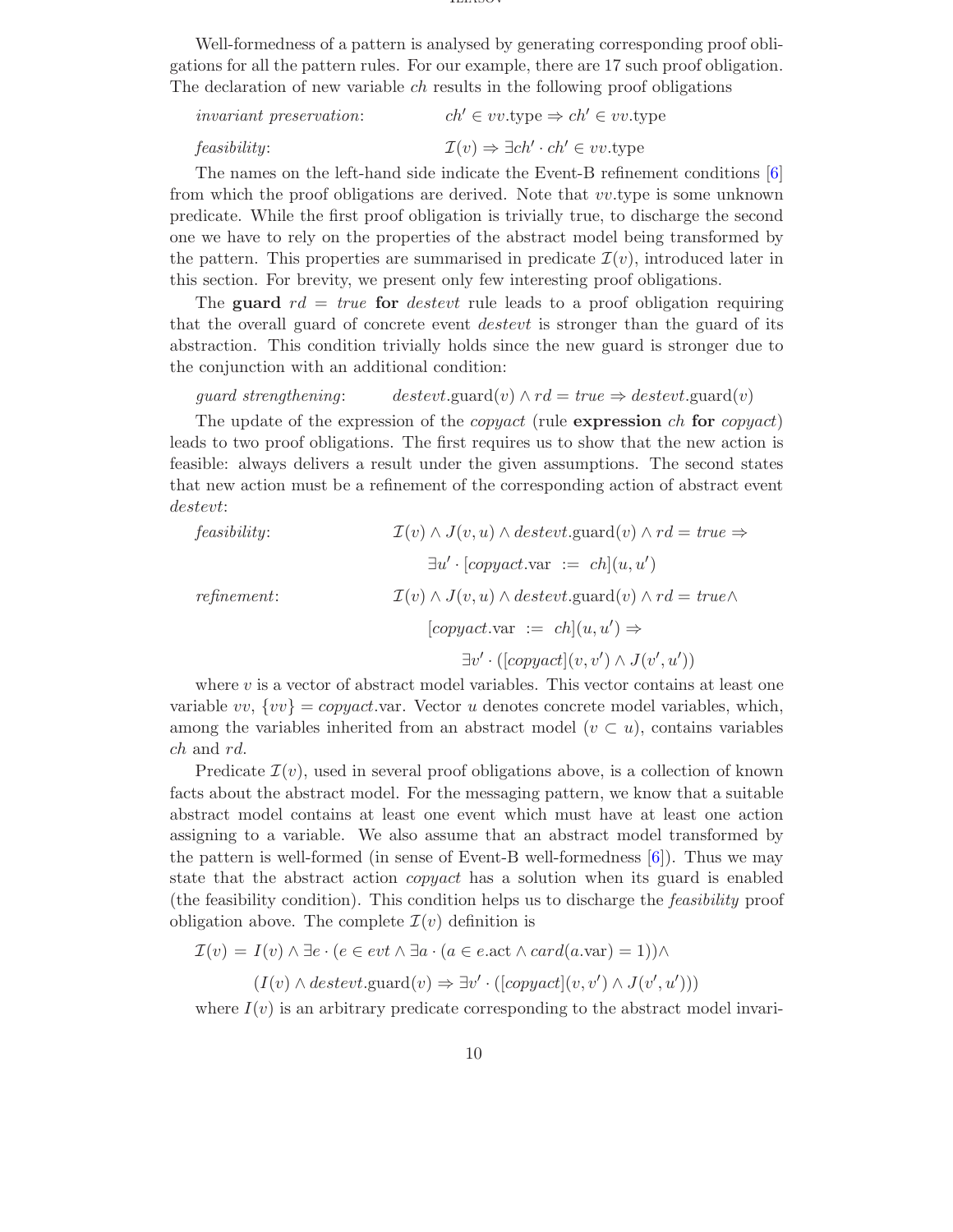Well-formedness of a pattern is analysed by generating corresponding proof obligations for all the pattern rules. For our example, there are 17 such proof obligation. The declaration of new variable $ch$ results in the following proof obligations

$$\textit{invariant preservation}: \qquad ch' \in vv.\text{type} \Rightarrow ch' \in vv.\text{type}$$

$$\textit{feasibility}: \qquad \mathcal{I}(v) \Rightarrow \exists ch' \cdot ch' \in vv.\text{type}$$

The names on the left-hand side indicate the Event-B refinement conditions [6] from which the proof obligations are derived. Note that $vv$.type is some unknown predicate. While the first proof obligation is trivially true, to discharge the second one we have to rely on the properties of the abstract model being transformed by the pattern. This properties are summarised in predicate $\mathcal{I}(v)$, introduced later in this section. For brevity, we present only few interesting proof obligations.

The **guard** $rd = true$ **for** *destevt* rule leads to a proof obligation requiring that the overall guard of concrete event *destevt* is stronger than the guard of its abstraction. This condition trivially holds since the new guard is stronger due to the conjunction with an additional condition:

$$\textit{guard strengthening}: \qquad destevt.\text{guard}(v) \wedge rd = true \Rightarrow destevt.\text{guard}(v)$$

The update of the expression of the *copyact* (rule **expression** $ch$ **for** *copyact*) leads to two proof obligations. The first requires us to show that the new action is feasible: always delivers a result under the given assumptions. The second states that new action must be a refinement of the corresponding action of abstract event *destevt*:

$$\textit{feasibility}: \qquad \mathcal{I}(v) \wedge J(v,u) \wedge destevt.\text{guard}(v) \wedge rd = true \Rightarrow \exists u' \cdot [copyact.\text{var} \ := \ ch](u,u')$$

$$\textit{refinement}: \qquad \mathcal{I}(v) \wedge J(v,u) \wedge destevt.\text{guard}(v) \wedge rd = true \wedge [copyact.\text{var} \ := \ ch](u,u') \Rightarrow \exists v' \cdot ([copyact](v,v') \wedge J(v',u'))$$

where $v$ is a vector of abstract model variables. This vector contains at least one variable $vv$, $\{vv\} = copyact.\text{var}$. Vector $u$ denotes concrete model variables, which, among the variables inherited from an abstract model ($v \subset u$), contains variables $ch$ and $rd$.

Predicate $\mathcal{I}(v)$, used in several proof obligations above, is a collection of known facts about the abstract model. For the messaging pattern, we know that a suitable abstract model contains at least one event which must have at least one action assigning to a variable. We also assume that an abstract model transformed by the pattern is well-formed (in sense of Event-B well-formedness [6]). Thus we may state that the abstract action *copyact* has a solution when its guard is enabled (the feasibility condition). This condition helps us to discharge the *feasibility* proof obligation above. The complete $\mathcal{I}(v)$ definition is

$$\mathcal{I}(v) = I(v) \wedge \exists e \cdot (e \in evt \wedge \exists a \cdot (a \in e.\text{act} \wedge card(a.\text{var}) = 1)) \wedge (I(v) \wedge destevt.\text{guard}(v) \Rightarrow \exists v' \cdot ([copyact](v,v') \wedge J(v',u')))$$

where $I(v)$ is an arbitrary predicate corresponding to the abstract model invari-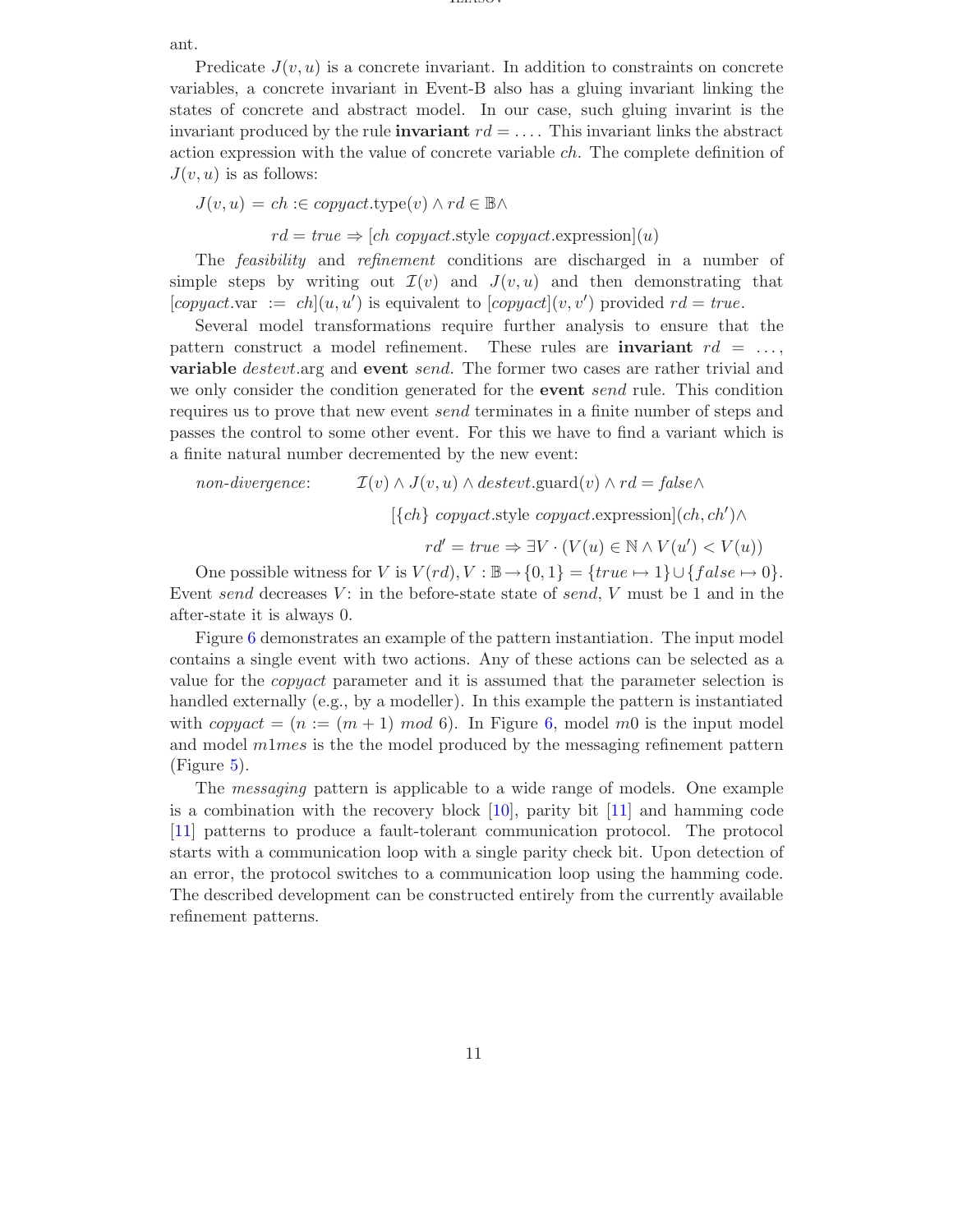ant.

Predicate $J(v, u)$ is a concrete invariant. In addition to constraints on concrete variables, a concrete invariant in Event-B also has a gluing invariant linking the states of concrete and abstract model. In our case, such gluing invarint is the invariant produced by the rule **invariant** $rd = \ldots$. This invariant links the abstract action expression with the value of concrete variable $ch$. The complete definition of $J(v, u)$ is as follows:

$$J(v, u) = ch :\in copyact.\text{type}(v) \wedge rd \in \mathbb{B} \wedge$$
$$rd = true \Rightarrow [ch\ copyact.\text{style}\ copyact.\text{expression}](u)$$

The *feasibility* and *refinement* conditions are discharged in a number of simple steps by writing out $\mathcal{I}(v)$ and $J(v, u)$ and then demonstrating that $[copyact.\text{var} := ch](u, u')$ is equivalent to $[copyact](v, v')$ provided $rd = true$.

Several model transformations require further analysis to ensure that the pattern construct a model refinement. These rules are **invariant** $rd = \ldots$, **variable** $destevt$.arg and **event** *send*. The former two cases are rather trivial and we only consider the condition generated for the **event** *send* rule. This condition requires us to prove that new event *send* terminates in a finite number of steps and passes the control to some other event. For this we have to find a variant which is a finite natural number decremented by the new event:

$$\textit{non-divergence}: \quad \mathcal{I}(v) \wedge J(v, u) \wedge destevt.\text{guard}(v) \wedge rd = false \wedge$$
$$[\{ch\}\ copyact.\text{style}\ copyact.\text{expression}](ch, ch') \wedge$$
$$rd' = true \Rightarrow \exists V \cdot (V(u) \in \mathbb{N} \wedge V(u') < V(u))$$

One possible witness for $V$ is $V(rd), V : \mathbb{B} \rightarrow \{0, 1\} = \{true \mapsto 1\} \cup \{false \mapsto 0\}$. Event *send* decreases $V$: in the before-state state of *send*, $V$ must be 1 and in the after-state it is always 0.

Figure 6 demonstrates an example of the pattern instantiation. The input model contains a single event with two actions. Any of these actions can be selected as a value for the *copyact* parameter and it is assumed that the parameter selection is handled externally (e.g., by a modeller). In this example the pattern is instantiated with $copyact = (n := (m + 1)\ mod\ 6)$. In Figure 6, model $m0$ is the input model and model $m1mes$ is the the model produced by the messaging refinement pattern (Figure 5).

The *messaging* pattern is applicable to a wide range of models. One example is a combination with the recovery block [10], parity bit [11] and hamming code [11] patterns to produce a fault-tolerant communication protocol. The protocol starts with a communication loop with a single parity check bit. Upon detection of an error, the protocol switches to a communication loop using the hamming code. The described development can be constructed entirely from the currently available refinement patterns.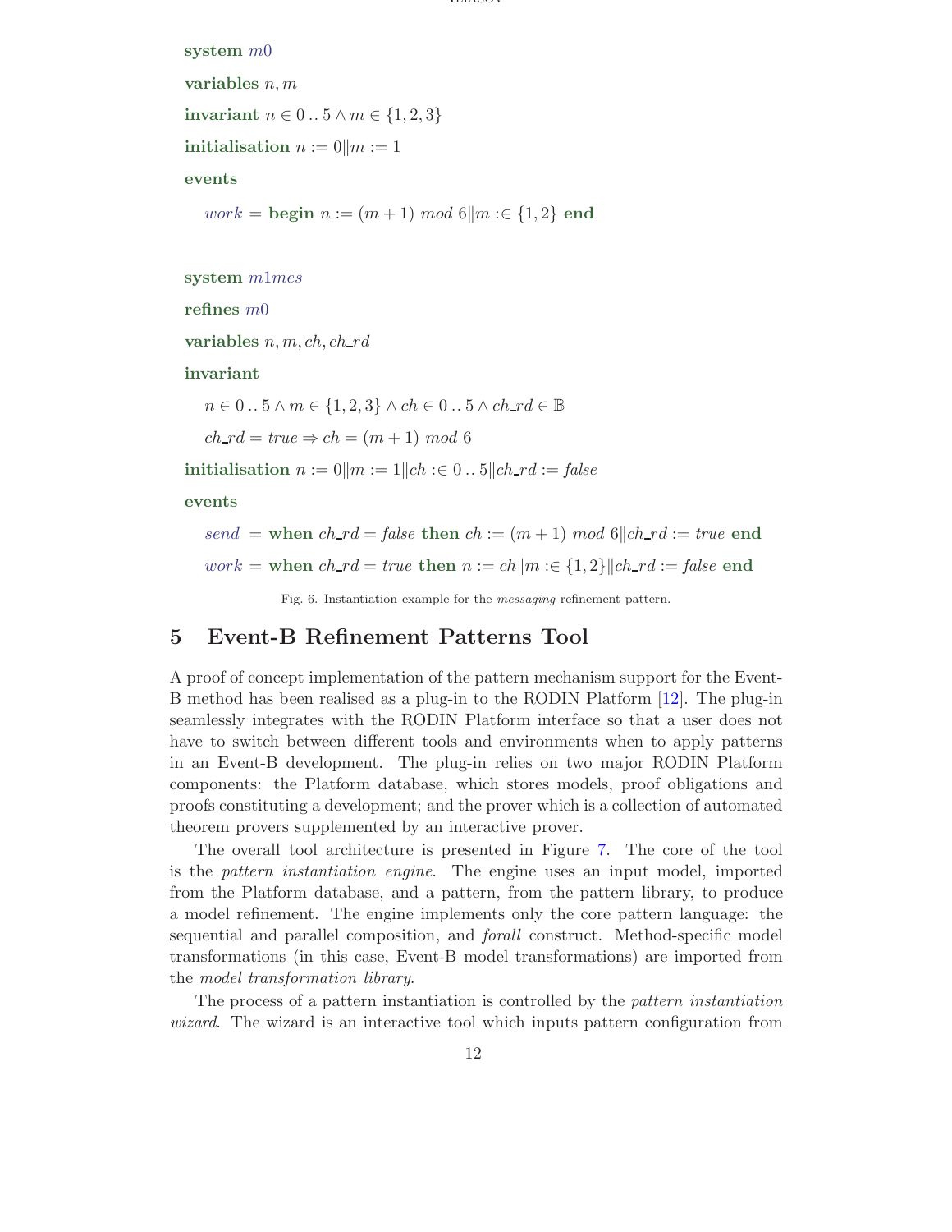**system** $m0$

**variables** $n, m$

**invariant** $n \in 0\,..\,5 \land m \in \{1, 2, 3\}$

**initialisation** $n := 0 \| m := 1$

**events**

$work$ = **begin** $n := (m + 1)\ mod\ 6 \| m :\in \{1, 2\}$ **end**

**system** $m1mes$

**refines** $m0$

**variables** $n, m, ch, ch\_rd$

**invariant**

$n \in 0\,..\,5 \land m \in \{1, 2, 3\} \land ch \in 0\,..\,5 \land ch\_rd \in \mathbb{B}$

$ch\_rd = true \Rightarrow ch = (m + 1)\ mod\ 6$

**initialisation** $n := 0 \| m := 1 \| ch :\in 0\,..\,5 \| ch\_rd := false$

**events**

$send$ = **when** $ch\_rd = false$ **then** $ch := (m + 1)\ mod\ 6 \| ch\_rd := true$ **end**

$work$ = **when** $ch\_rd = true$ **then** $n := ch \| m :\in \{1, 2\} \| ch\_rd := false$ **end**

Fig. 6. Instantiation example for the *messaging* refinement pattern.

## 5 Event-B Refinement Patterns Tool

A proof of concept implementation of the pattern mechanism support for the Event-B method has been realised as a plug-in to the RODIN Platform [12]. The plug-in seamlessly integrates with the RODIN Platform interface so that a user does not have to switch between different tools and environments when to apply patterns in an Event-B development. The plug-in relies on two major RODIN Platform components: the Platform database, which stores models, proof obligations and proofs constituting a development; and the prover which is a collection of automated theorem provers supplemented by an interactive prover.

The overall tool architecture is presented in Figure 7. The core of the tool is the *pattern instantiation engine*. The engine uses an input model, imported from the Platform database, and a pattern, from the pattern library, to produce a model refinement. The engine implements only the core pattern language: the sequential and parallel composition, and *forall* construct. Method-specific model transformations (in this case, Event-B model transformations) are imported from the *model transformation library*.

The process of a pattern instantiation is controlled by the *pattern instantiation wizard*. The wizard is an interactive tool which inputs pattern configuration from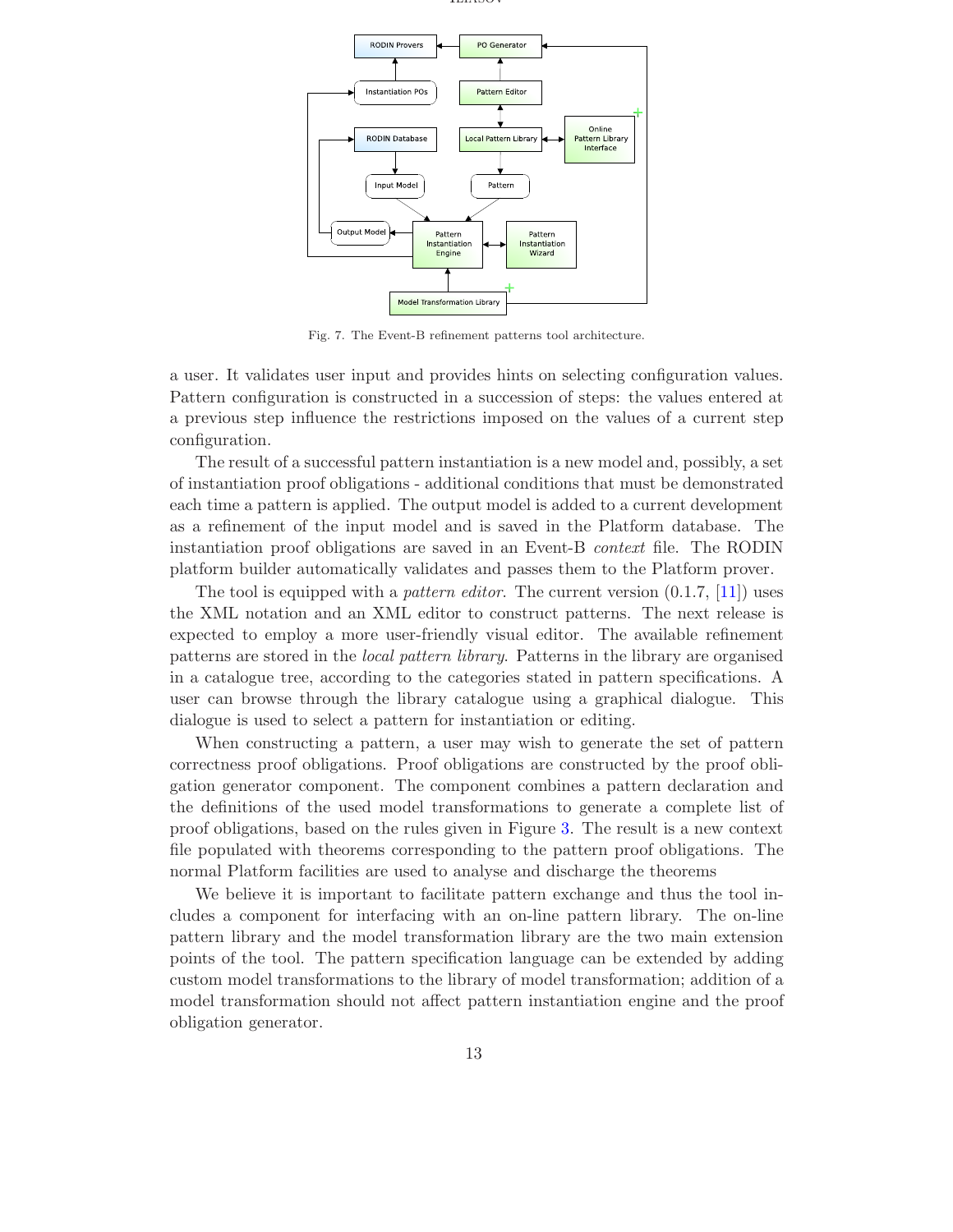RODIN Provers

PO Generator

Instantiation POs

Pattern Editor

RODIN Database

Local Pattern Library

Online Pattern Library Interface

Input Model

Pattern

Output Model

Pattern Instantiation Engine

Pattern Instantiation Wizard

Model Transformation Library

Fig. 7. The Event-B refinement patterns tool architecture.

a user. It validates user input and provides hints on selecting configuration values. Pattern configuration is constructed in a succession of steps: the values entered at a previous step influence the restrictions imposed on the values of a current step configuration.

The result of a successful pattern instantiation is a new model and, possibly, a set of instantiation proof obligations - additional conditions that must be demonstrated each time a pattern is applied. The output model is added to a current development as a refinement of the input model and is saved in the Platform database. The instantiation proof obligations are saved in an Event-B *context* file. The RODIN platform builder automatically validates and passes them to the Platform prover.

The tool is equipped with a *pattern editor*. The current version (0.1.7, [11]) uses the XML notation and an XML editor to construct patterns. The next release is expected to employ a more user-friendly visual editor. The available refinement patterns are stored in the *local pattern library*. Patterns in the library are organised in a catalogue tree, according to the categories stated in pattern specifications. A user can browse through the library catalogue using a graphical dialogue. This dialogue is used to select a pattern for instantiation or editing.

When constructing a pattern, a user may wish to generate the set of pattern correctness proof obligations. Proof obligations are constructed by the proof obligation generator component. The component combines a pattern declaration and the definitions of the used model transformations to generate a complete list of proof obligations, based on the rules given in Figure 3. The result is a new context file populated with theorems corresponding to the pattern proof obligations. The normal Platform facilities are used to analyse and discharge the theorems

We believe it is important to facilitate pattern exchange and thus the tool includes a component for interfacing with an on-line pattern library. The on-line pattern library and the model transformation library are the two main extension points of the tool. The pattern specification language can be extended by adding custom model transformations to the library of model transformation; addition of a model transformation should not affect pattern instantiation engine and the proof obligation generator.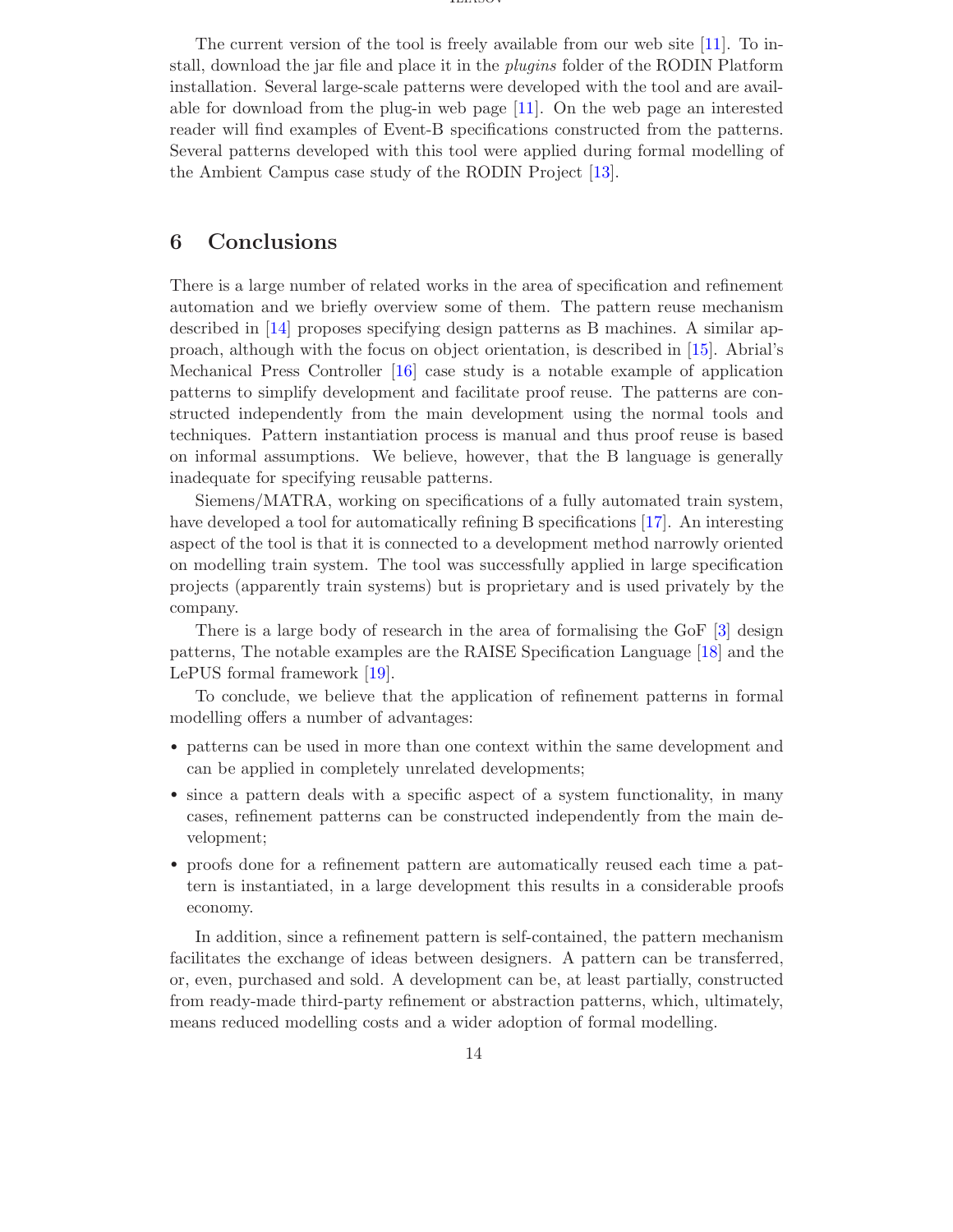The current version of the tool is freely available from our web site [11]. To install, download the jar file and place it in the *plugins* folder of the RODIN Platform installation. Several large-scale patterns were developed with the tool and are available for download from the plug-in web page [11]. On the web page an interested reader will find examples of Event-B specifications constructed from the patterns. Several patterns developed with this tool were applied during formal modelling of the Ambient Campus case study of the RODIN Project [13].

## 6 Conclusions

There is a large number of related works in the area of specification and refinement automation and we briefly overview some of them. The pattern reuse mechanism described in [14] proposes specifying design patterns as B machines. A similar approach, although with the focus on object orientation, is described in [15]. Abrial's Mechanical Press Controller [16] case study is a notable example of application patterns to simplify development and facilitate proof reuse. The patterns are constructed independently from the main development using the normal tools and techniques. Pattern instantiation process is manual and thus proof reuse is based on informal assumptions. We believe, however, that the B language is generally inadequate for specifying reusable patterns.

Siemens/MATRA, working on specifications of a fully automated train system, have developed a tool for automatically refining B specifications [17]. An interesting aspect of the tool is that it is connected to a development method narrowly oriented on modelling train system. The tool was successfully applied in large specification projects (apparently train systems) but is proprietary and is used privately by the company.

There is a large body of research in the area of formalising the GoF [3] design patterns, The notable examples are the RAISE Specification Language [18] and the LePUS formal framework [19].

To conclude, we believe that the application of refinement patterns in formal modelling offers a number of advantages:

- patterns can be used in more than one context within the same development and can be applied in completely unrelated developments;
- since a pattern deals with a specific aspect of a system functionality, in many cases, refinement patterns can be constructed independently from the main development;
- proofs done for a refinement pattern are automatically reused each time a pattern is instantiated, in a large development this results in a considerable proofs economy.

In addition, since a refinement pattern is self-contained, the pattern mechanism facilitates the exchange of ideas between designers. A pattern can be transferred, or, even, purchased and sold. A development can be, at least partially, constructed from ready-made third-party refinement or abstraction patterns, which, ultimately, means reduced modelling costs and a wider adoption of formal modelling.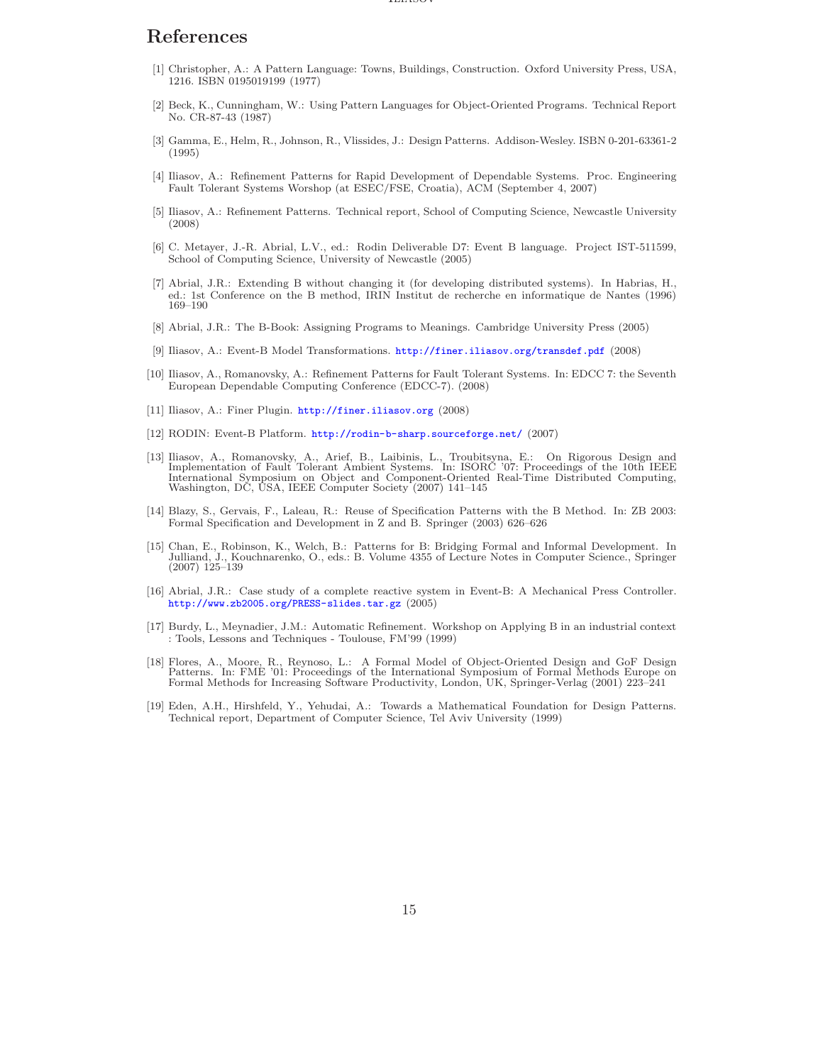## References

[1] Christopher, A.: A Pattern Language: Towns, Buildings, Construction. Oxford University Press, USA, 1216. ISBN 0195019199 (1977)

[2] Beck, K., Cunningham, W.: Using Pattern Languages for Object-Oriented Programs. Technical Report No. CR-87-43 (1987)

[3] Gamma, E., Helm, R., Johnson, R., Vlissides, J.: Design Patterns. Addison-Wesley. ISBN 0-201-63361-2 (1995)

[4] Iliasov, A.: Refinement Patterns for Rapid Development of Dependable Systems. Proc. Engineering Fault Tolerant Systems Worshop (at ESEC/FSE, Croatia), ACM (September 4, 2007)

[5] Iliasov, A.: Refinement Patterns. Technical report, School of Computing Science, Newcastle University (2008)

[6] C. Metayer, J.-R. Abrial, L.V., ed.: Rodin Deliverable D7: Event B language. Project IST-511599, School of Computing Science, University of Newcastle (2005)

[7] Abrial, J.R.: Extending B without changing it (for developing distributed systems). In Habrias, H., ed.: 1st Conference on the B method, IRIN Institut de recherche en informatique de Nantes (1996) 169–190

[8] Abrial, J.R.: The B-Book: Assigning Programs to Meanings. Cambridge University Press (2005)

[9] Iliasov, A.: Event-B Model Transformations. http://finer.iliasov.org/transdef.pdf (2008)

[10] Iliasov, A., Romanovsky, A.: Refinement Patterns for Fault Tolerant Systems. In: EDCC 7: the Seventh European Dependable Computing Conference (EDCC-7). (2008)

[11] Iliasov, A.: Finer Plugin. http://finer.iliasov.org (2008)

[12] RODIN: Event-B Platform. http://rodin-b-sharp.sourceforge.net/ (2007)

[13] Iliasov, A., Romanovsky, A., Arief, B., Laibinis, L., Troubitsyna, E.: On Rigorous Design and Implementation of Fault Tolerant Ambient Systems. In: ISORC '07: Proceedings of the 10th IEEE International Symposium on Object and Component-Oriented Real-Time Distributed Computing, Washington, DC, USA, IEEE Computer Society (2007) 141–145

[14] Blazy, S., Gervais, F., Laleau, R.: Reuse of Specification Patterns with the B Method. In: ZB 2003: Formal Specification and Development in Z and B. Springer (2003) 626–626

[15] Chan, E., Robinson, K., Welch, B.: Patterns for B: Bridging Formal and Informal Development. In Julliand, J., Kouchnarenko, O., eds.: B. Volume 4355 of Lecture Notes in Computer Science., Springer (2007) 125–139

[16] Abrial, J.R.: Case study of a complete reactive system in Event-B: A Mechanical Press Controller. http://www.zb2005.org/PRESS-slides.tar.gz (2005)

[17] Burdy, L., Meynadier, J.M.: Automatic Refinement. Workshop on Applying B in an industrial context : Tools, Lessons and Techniques - Toulouse, FM'99 (1999)

[18] Flores, A., Moore, R., Reynoso, L.: A Formal Model of Object-Oriented Design and GoF Design Patterns. In: FME '01: Proceedings of the International Symposium of Formal Methods Europe on Formal Methods for Increasing Software Productivity, London, UK, Springer-Verlag (2001) 223–241

[19] Eden, A.H., Hirshfeld, Y., Yehudai, A.: Towards a Mathematical Foundation for Design Patterns. Technical report, Department of Computer Science, Tel Aviv University (1999)